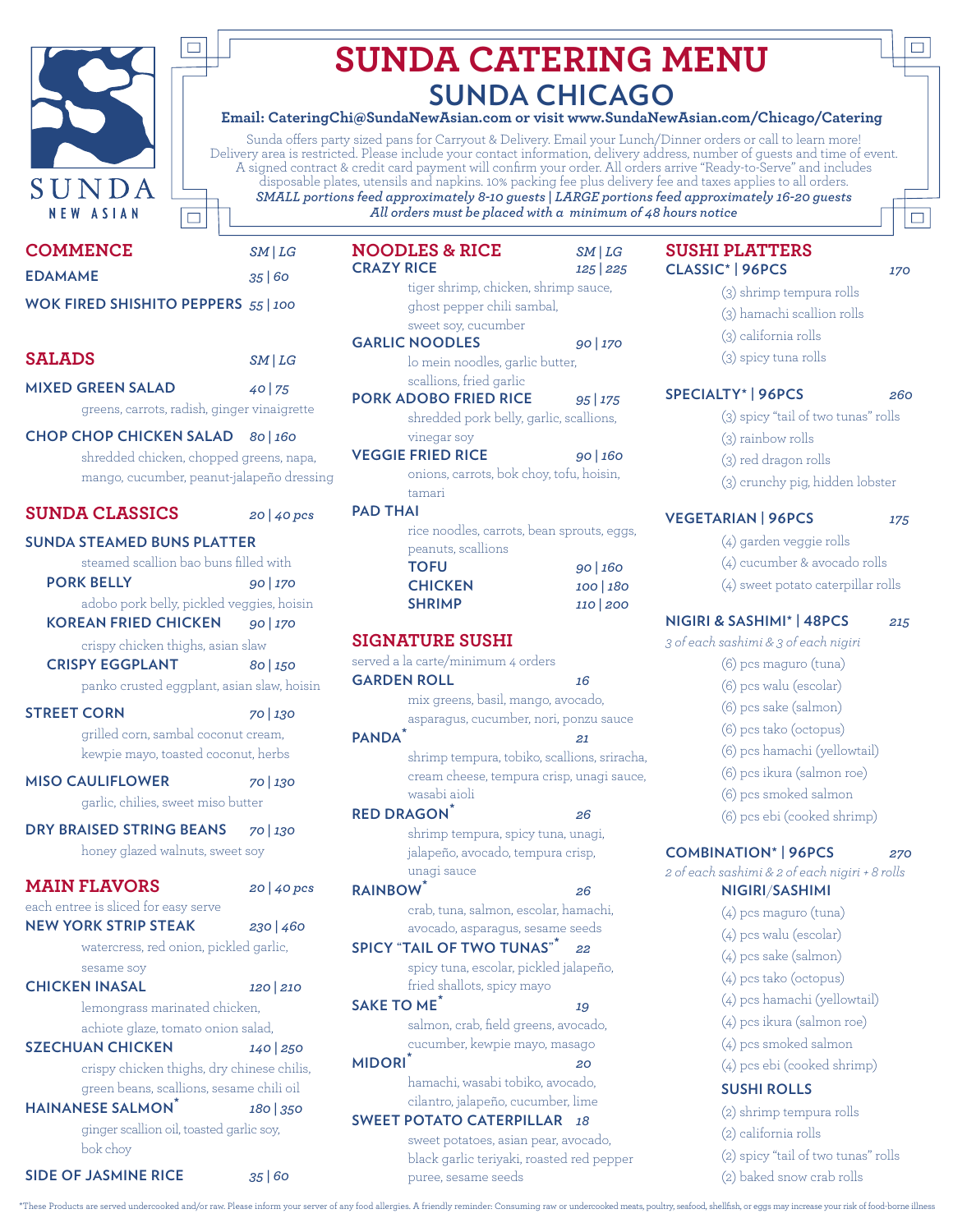# SUNDA CATERING MENU

## SUNDA CHICAGO

**Email: CateringChi@SundaNewAsian.com or visit www.SundaNewAsian.com/Chicago/Catering**

Sunda offers party sized pans for Carryout & Delivery. Email your Lunch/Dinner orders or call to learn more! Delivery area is restricted. Please include your contact information, delivery address, number of guests and time of event. A signed contract & credit card payment will confirm your order. All orders arrive "Ready-to-Serve" and includes disposable plates, utensils and napkins. 10% packing fee plus delivery fee and taxes applies to all orders.

***SMALL portions feed approximately 8-10 guests | LARGE portions feed approximately 16-20 guests***

*All orders must be placed with a minimum of 48 hours notice*

SUNDA NEW ASIAN

## COMMENCE — SM | LG

**EDAMAME** 35 | 60

**WOK FIRED SHISHITO PEPPERS** 55 | 100

## SALADS — SM | LG

**MIXED GREEN SALAD** 40 | 75
greens, carrots, radish, ginger vinaigrette

**CHOP CHOP CHICKEN SALAD** 80 | 160
shredded chicken, chopped greens, napa, mango, cucumber, peanut-jalapeño dressing

## SUNDA CLASSICS — 20 | 40 pcs

**SUNDA STEAMED BUNS PLATTER**
steamed scallion bao buns filled with

- **PORK BELLY** 90 | 170
  adobo pork belly, pickled veggies, hoisin
- **KOREAN FRIED CHICKEN** 90 | 170
  crispy chicken thighs, asian slaw
- **CRISPY EGGPLANT** 80 | 150
  panko crusted eggplant, asian slaw, hoisin

**STREET CORN** 70 | 130
grilled corn, sambal coconut cream, kewpie mayo, toasted coconut, herbs

**MISO CAULIFLOWER** 70 | 130
garlic, chilies, sweet miso butter

**DRY BRAISED STRING BEANS** 70 | 130
honey glazed walnuts, sweet soy

## MAIN FLAVORS — 20 | 40 pcs

each entree is sliced for easy serve

**NEW YORK STRIP STEAK** 230 | 460
watercress, red onion, pickled garlic, sesame soy

**CHICKEN INASAL** 120 | 210
lemongrass marinated chicken, achiote glaze, tomato onion salad,

**SZECHUAN CHICKEN** 140 | 250
crispy chicken thighs, dry chinese chilis, green beans, scallions, sesame chili oil

**HAINANESE SALMON*** 180 | 350
ginger scallion oil, toasted garlic soy, bok choy

**SIDE OF JASMINE RICE** 35 | 60

## NOODLES & RICE — SM | LG

**CRAZY RICE** 125 | 225
tiger shrimp, chicken, shrimp sauce, ghost pepper chili sambal, sweet soy, cucumber

**GARLIC NOODLES** 90 | 170
lo mein noodles, garlic butter, scallions, fried garlic

**PORK ADOBO FRIED RICE** 95 | 175
shredded pork belly, garlic, scallions, vinegar soy

**VEGGIE FRIED RICE** 90 | 160
onions, carrots, bok choy, tofu, hoisin, tamari

**PAD THAI**
rice noodles, carrots, bean sprouts, eggs, peanuts, scallions

- **TOFU** 90 | 160
- **CHICKEN** 100 | 180
- **SHRIMP** 110 | 200

## SIGNATURE SUSHI

served a la carte/minimum 4 orders

**GARDEN ROLL** 16
mix greens, basil, mango, avocado, asparagus, cucumber, nori, ponzu sauce

**PANDA*** 21
shrimp tempura, tobiko, scallions, sriracha, cream cheese, tempura crisp, unagi sauce, wasabi aioli

**RED DRAGON*** 26
shrimp tempura, spicy tuna, unagi, jalapeño, avocado, tempura crisp, unagi sauce

**RAINBOW*** 26
crab, tuna, salmon, escolar, hamachi, avocado, asparagus, sesame seeds

**SPICY "TAIL OF TWO TUNAS"*** 22
spicy tuna, escolar, pickled jalapeño, fried shallots, spicy mayo

**SAKE TO ME*** 19
salmon, crab, field greens, avocado, cucumber, kewpie mayo, masago

**MIDORI*** 20
hamachi, wasabi tobiko, avocado, cilantro, jalapeño, cucumber, lime

**SWEET POTATO CATERPILLAR** 18
sweet potatoes, asian pear, avocado, black garlic teriyaki, roasted red pepper puree, sesame seeds

## SUSHI PLATTERS

**CLASSIC* | 96PCS** 170
- (3) shrimp tempura rolls
- (3) hamachi scallion rolls
- (3) california rolls
- (3) spicy tuna rolls

**SPECIALTY* | 96PCS** 260
- (3) spicy "tail of two tunas" rolls
- (3) rainbow rolls
- (3) red dragon rolls
- (3) crunchy pig, hidden lobster

**VEGETARIAN | 96PCS** 175
- (4) garden veggie rolls
- (4) cucumber & avocado rolls
- (4) sweet potato caterpillar rolls

**NIGIRI & SASHIMI* | 48PCS** 215
*3 of each sashimi & 3 of each nigiri*
- (6) pcs maguro (tuna)
- (6) pcs walu (escolar)
- (6) pcs sake (salmon)
- (6) pcs tako (octopus)
- (6) pcs hamachi (yellowtail)
- (6) pcs ikura (salmon roe)
- (6) pcs smoked salmon
- (6) pcs ebi (cooked shrimp)

**COMBINATION* | 96PCS** 270
*2 of each sashimi & 2 of each nigiri + 8 rolls*

**NIGIRI/SASHIMI**
- (4) pcs maguro (tuna)
- (4) pcs walu (escolar)
- (4) pcs sake (salmon)
- (4) pcs tako (octopus)
- (4) pcs hamachi (yellowtail)
- (4) pcs ikura (salmon roe)
- (4) pcs smoked salmon
- (4) pcs ebi (cooked shrimp)

**SUSHI ROLLS**
- (2) shrimp tempura rolls
- (2) california rolls
- (2) spicy "tail of two tunas" rolls
- (2) baked snow crab rolls

*These Products are served undercooked and/or raw. Please inform your server of any food allergies. A friendly reminder: Consuming raw or undercooked meats, poultry, seafood, shellfish, or eggs may increase your risk of food-borne illness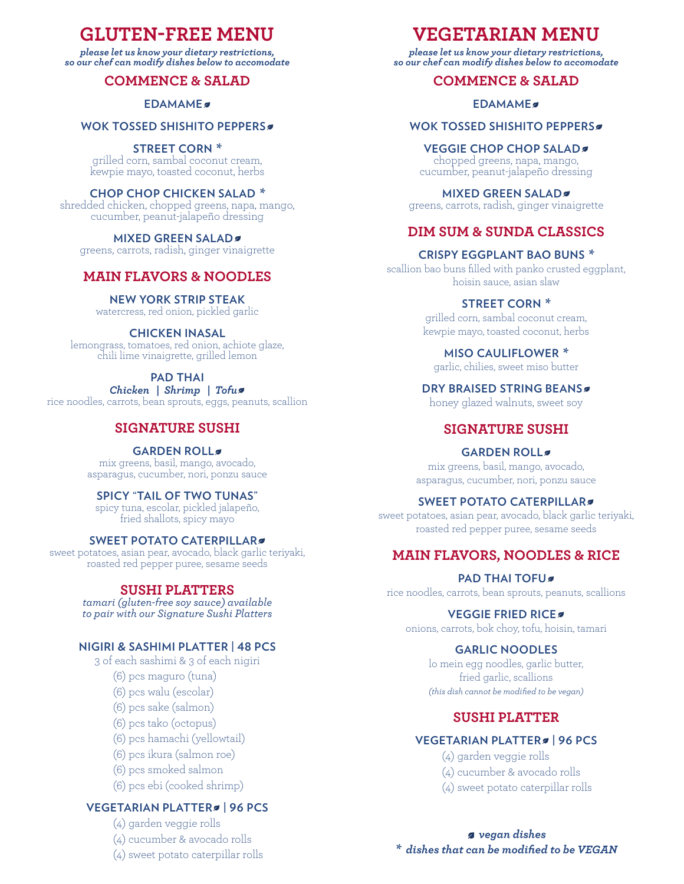# GLUTEN-FREE MENU

***please let us know your dietary restrictions, so our chef can modify dishes below to accomodate***

## COMMENCE & SALAD

**EDAMAME** 🍃

**WOK TOSSED SHISHITO PEPPERS** 🍃

**STREET CORN ***
grilled corn, sambal coconut cream, kewpie mayo, toasted coconut, herbs

**CHOP CHOP CHICKEN SALAD ***
shredded chicken, chopped greens, napa, mango, cucumber, peanut-jalapeño dressing

**MIXED GREEN SALAD** 🍃
greens, carrots, radish, ginger vinaigrette

## MAIN FLAVORS & NOODLES

**NEW YORK STRIP STEAK**
watercress, red onion, pickled garlic

**CHICKEN INASAL**
lemongrass, tomatoes, red onion, achiote glaze, chili lime vinaigrette, grilled lemon

**PAD THAI**
***Chicken | Shrimp | Tofu*** 🍃
rice noodles, carrots, bean sprouts, eggs, peanuts, scallion

## SIGNATURE SUSHI

**GARDEN ROLL** 🍃
mix greens, basil, mango, avocado, asparagus, cucumber, nori, ponzu sauce

**SPICY "TAIL OF TWO TUNAS"**
spicy tuna, escolar, pickled jalapeño, fried shallots, spicy mayo

**SWEET POTATO CATERPILLAR** 🍃
sweet potatoes, asian pear, avocado, black garlic teriyaki, roasted red pepper puree, sesame seeds

## SUSHI PLATTERS

*tamari (gluten-free soy sauce) available to pair with our Signature Sushi Platters*

**NIGIRI & SASHIMI PLATTER | 48 PCS**
3 of each sashimi & 3 of each nigiri

- (6) pcs maguro (tuna)
- (6) pcs walu (escolar)
- (6) pcs sake (salmon)
- (6) pcs tako (octopus)
- (6) pcs hamachi (yellowtail)
- (6) pcs ikura (salmon roe)
- (6) pcs smoked salmon
- (6) pcs ebi (cooked shrimp)

**VEGETARIAN PLATTER** 🍃 **| 96 PCS**

- (4) garden veggie rolls
- (4) cucumber & avocado rolls
- (4) sweet potato caterpillar rolls

# VEGETARIAN MENU

***please let us know your dietary restrictions, so our chef can modify dishes below to accomodate***

## COMMENCE & SALAD

**EDAMAME** 🍃

**WOK TOSSED SHISHITO PEPPERS** 🍃

**VEGGIE CHOP CHOP SALAD** 🍃
chopped greens, napa, mango, cucumber, peanut-jalapeño dressing

**MIXED GREEN SALAD** 🍃
greens, carrots, radish, ginger vinaigrette

## DIM SUM & SUNDA CLASSICS

**CRISPY EGGPLANT BAO BUNS ***
scallion bao buns filled with panko crusted eggplant, hoisin sauce, asian slaw

**STREET CORN ***
grilled corn, sambal coconut cream, kewpie mayo, toasted coconut, herbs

**MISO CAULIFLOWER ***
garlic, chilies, sweet miso butter

**DRY BRAISED STRING BEANS** 🍃
honey glazed walnuts, sweet soy

## SIGNATURE SUSHI

**GARDEN ROLL** 🍃
mix greens, basil, mango, avocado, asparagus, cucumber, nori, ponzu sauce

**SWEET POTATO CATERPILLAR** 🍃
sweet potatoes, asian pear, avocado, black garlic teriyaki, roasted red pepper puree, sesame seeds

## MAIN FLAVORS, NOODLES & RICE

**PAD THAI TOFU** 🍃
rice noodles, carrots, bean sprouts, peanuts, scallions

**VEGGIE FRIED RICE** 🍃
onions, carrots, bok choy, tofu, hoisin, tamari

**GARLIC NOODLES**
lo mein egg noodles, garlic butter, fried garlic, scallions
*(this dish cannot be modified to be vegan)*

## SUSHI PLATTER

**VEGETARIAN PLATTER** 🍃 **| 96 PCS**

- (4) garden veggie rolls
- (4) cucumber & avocado rolls
- (4) sweet potato caterpillar rolls

***🍃 vegan dishes***
***\* dishes that can be modified to be VEGAN***